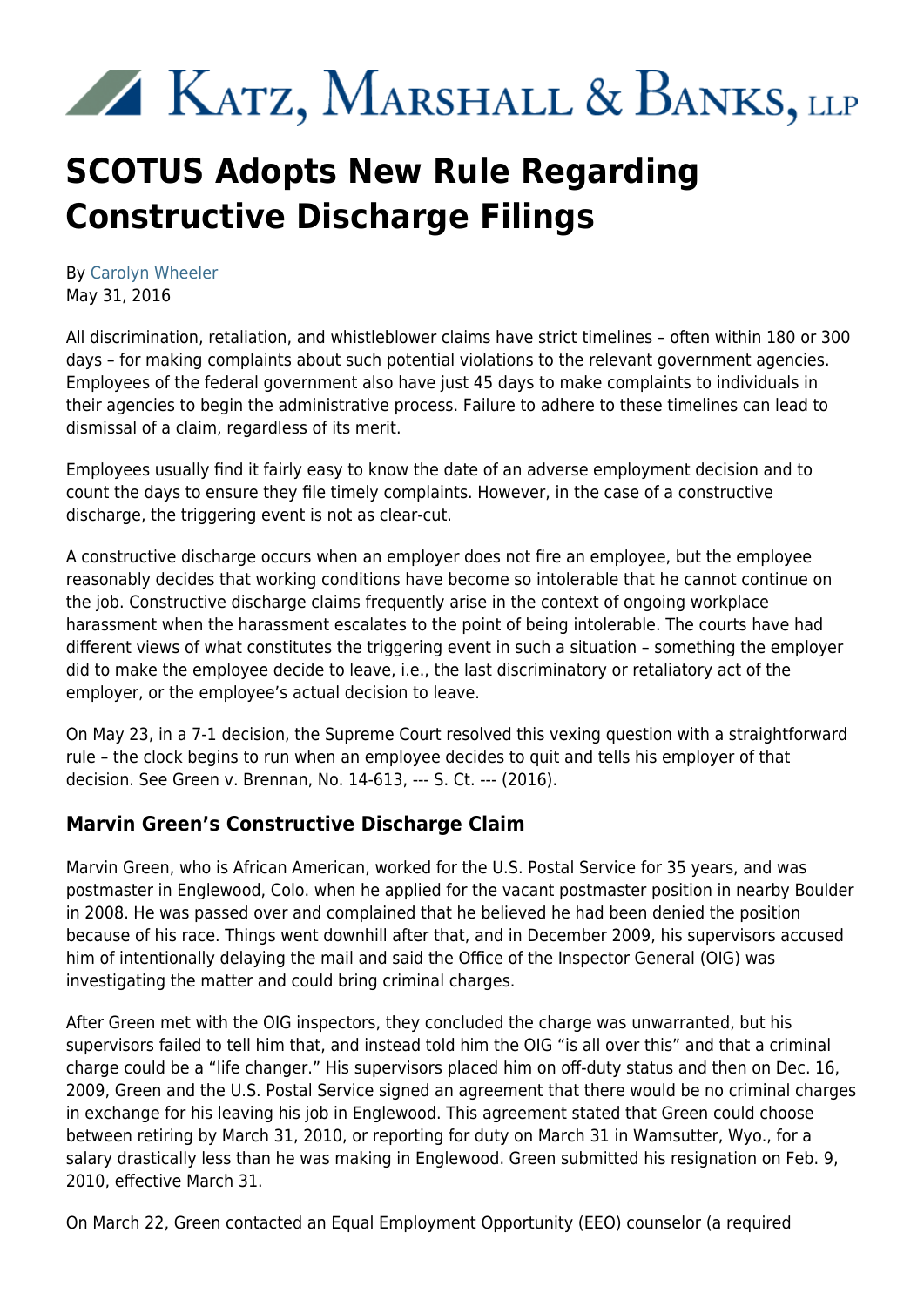# Katz, Marshall & Banks, LLP

# SCOTUS Adopts New Rule Regarding Constructive Discharge Filings

By Carolyn Wheeler
May 31, 2016

All discrimination, retaliation, and whistleblower claims have strict timelines – often within 180 or 300 days – for making complaints about such potential violations to the relevant government agencies. Employees of the federal government also have just 45 days to make complaints to individuals in their agencies to begin the administrative process. Failure to adhere to these timelines can lead to dismissal of a claim, regardless of its merit.

Employees usually find it fairly easy to know the date of an adverse employment decision and to count the days to ensure they file timely complaints. However, in the case of a constructive discharge, the triggering event is not as clear-cut.

A constructive discharge occurs when an employer does not fire an employee, but the employee reasonably decides that working conditions have become so intolerable that he cannot continue on the job. Constructive discharge claims frequently arise in the context of ongoing workplace harassment when the harassment escalates to the point of being intolerable. The courts have had different views of what constitutes the triggering event in such a situation – something the employer did to make the employee decide to leave, i.e., the last discriminatory or retaliatory act of the employer, or the employee's actual decision to leave.

On May 23, in a 7-1 decision, the Supreme Court resolved this vexing question with a straightforward rule – the clock begins to run when an employee decides to quit and tells his employer of that decision. See Green v. Brennan, No. 14-613, --- S. Ct. --- (2016).

## Marvin Green's Constructive Discharge Claim

Marvin Green, who is African American, worked for the U.S. Postal Service for 35 years, and was postmaster in Englewood, Colo. when he applied for the vacant postmaster position in nearby Boulder in 2008. He was passed over and complained that he believed he had been denied the position because of his race. Things went downhill after that, and in December 2009, his supervisors accused him of intentionally delaying the mail and said the Office of the Inspector General (OIG) was investigating the matter and could bring criminal charges.

After Green met with the OIG inspectors, they concluded the charge was unwarranted, but his supervisors failed to tell him that, and instead told him the OIG "is all over this" and that a criminal charge could be a "life changer." His supervisors placed him on off-duty status and then on Dec. 16, 2009, Green and the U.S. Postal Service signed an agreement that there would be no criminal charges in exchange for his leaving his job in Englewood. This agreement stated that Green could choose between retiring by March 31, 2010, or reporting for duty on March 31 in Wamsutter, Wyo., for a salary drastically less than he was making in Englewood. Green submitted his resignation on Feb. 9, 2010, effective March 31.

On March 22, Green contacted an Equal Employment Opportunity (EEO) counselor (a required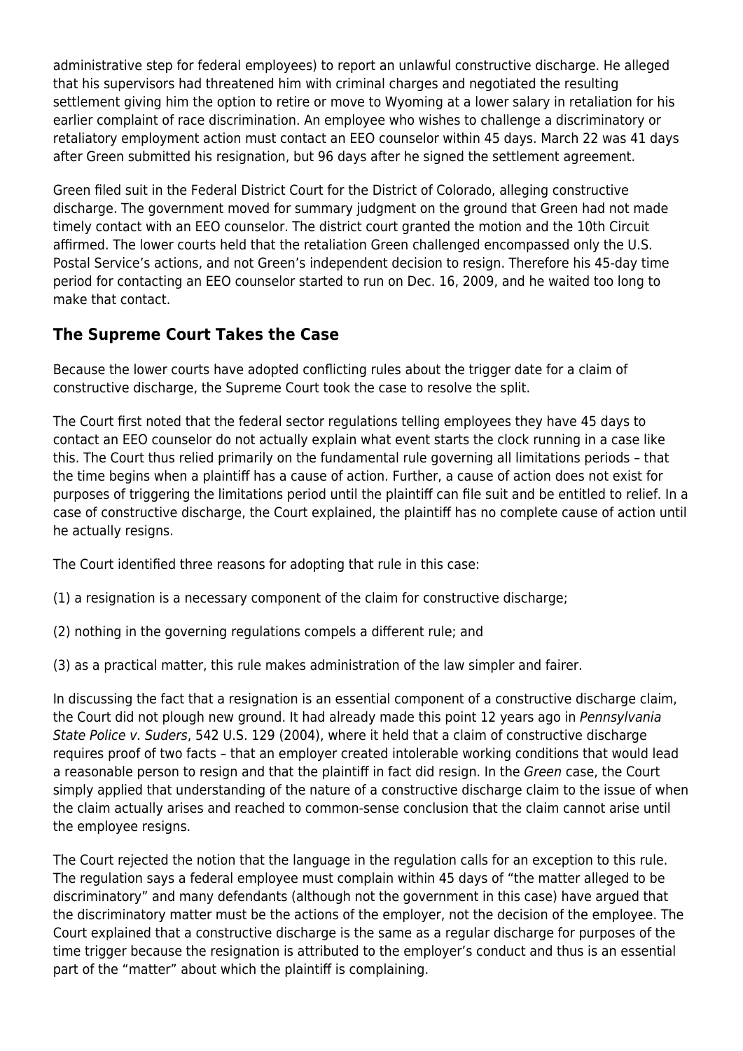administrative step for federal employees) to report an unlawful constructive discharge. He alleged that his supervisors had threatened him with criminal charges and negotiated the resulting settlement giving him the option to retire or move to Wyoming at a lower salary in retaliation for his earlier complaint of race discrimination. An employee who wishes to challenge a discriminatory or retaliatory employment action must contact an EEO counselor within 45 days. March 22 was 41 days after Green submitted his resignation, but 96 days after he signed the settlement agreement.

Green filed suit in the Federal District Court for the District of Colorado, alleging constructive discharge. The government moved for summary judgment on the ground that Green had not made timely contact with an EEO counselor. The district court granted the motion and the 10th Circuit affirmed. The lower courts held that the retaliation Green challenged encompassed only the U.S. Postal Service's actions, and not Green's independent decision to resign. Therefore his 45-day time period for contacting an EEO counselor started to run on Dec. 16, 2009, and he waited too long to make that contact.

## The Supreme Court Takes the Case

Because the lower courts have adopted conflicting rules about the trigger date for a claim of constructive discharge, the Supreme Court took the case to resolve the split.

The Court first noted that the federal sector regulations telling employees they have 45 days to contact an EEO counselor do not actually explain what event starts the clock running in a case like this. The Court thus relied primarily on the fundamental rule governing all limitations periods – that the time begins when a plaintiff has a cause of action. Further, a cause of action does not exist for purposes of triggering the limitations period until the plaintiff can file suit and be entitled to relief. In a case of constructive discharge, the Court explained, the plaintiff has no complete cause of action until he actually resigns.

The Court identified three reasons for adopting that rule in this case:

(1) a resignation is a necessary component of the claim for constructive discharge;

(2) nothing in the governing regulations compels a different rule; and

(3) as a practical matter, this rule makes administration of the law simpler and fairer.

In discussing the fact that a resignation is an essential component of a constructive discharge claim, the Court did not plough new ground. It had already made this point 12 years ago in *Pennsylvania State Police v. Suders*, 542 U.S. 129 (2004), where it held that a claim of constructive discharge requires proof of two facts – that an employer created intolerable working conditions that would lead a reasonable person to resign and that the plaintiff in fact did resign. In the *Green* case, the Court simply applied that understanding of the nature of a constructive discharge claim to the issue of when the claim actually arises and reached to common-sense conclusion that the claim cannot arise until the employee resigns.

The Court rejected the notion that the language in the regulation calls for an exception to this rule. The regulation says a federal employee must complain within 45 days of "the matter alleged to be discriminatory" and many defendants (although not the government in this case) have argued that the discriminatory matter must be the actions of the employer, not the decision of the employee. The Court explained that a constructive discharge is the same as a regular discharge for purposes of the time trigger because the resignation is attributed to the employer's conduct and thus is an essential part of the "matter" about which the plaintiff is complaining.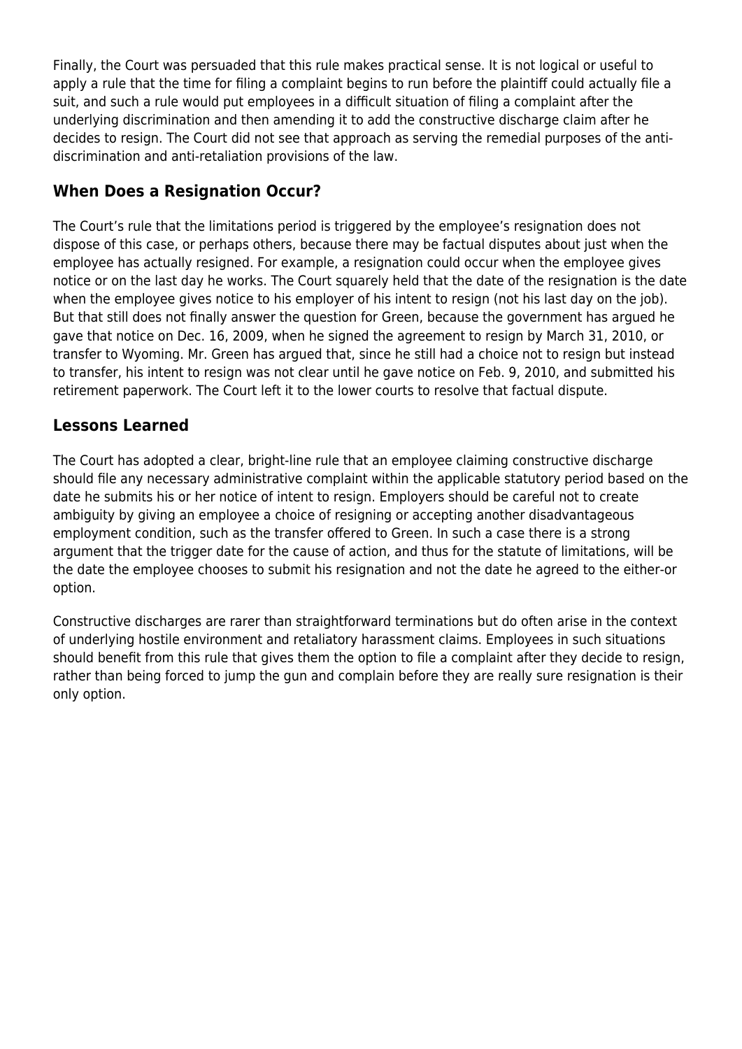Finally, the Court was persuaded that this rule makes practical sense. It is not logical or useful to apply a rule that the time for filing a complaint begins to run before the plaintiff could actually file a suit, and such a rule would put employees in a difficult situation of filing a complaint after the underlying discrimination and then amending it to add the constructive discharge claim after he decides to resign. The Court did not see that approach as serving the remedial purposes of the anti-discrimination and anti-retaliation provisions of the law.

## When Does a Resignation Occur?

The Court's rule that the limitations period is triggered by the employee's resignation does not dispose of this case, or perhaps others, because there may be factual disputes about just when the employee has actually resigned. For example, a resignation could occur when the employee gives notice or on the last day he works. The Court squarely held that the date of the resignation is the date when the employee gives notice to his employer of his intent to resign (not his last day on the job). But that still does not finally answer the question for Green, because the government has argued he gave that notice on Dec. 16, 2009, when he signed the agreement to resign by March 31, 2010, or transfer to Wyoming. Mr. Green has argued that, since he still had a choice not to resign but instead to transfer, his intent to resign was not clear until he gave notice on Feb. 9, 2010, and submitted his retirement paperwork. The Court left it to the lower courts to resolve that factual dispute.

## Lessons Learned

The Court has adopted a clear, bright-line rule that an employee claiming constructive discharge should file any necessary administrative complaint within the applicable statutory period based on the date he submits his or her notice of intent to resign. Employers should be careful not to create ambiguity by giving an employee a choice of resigning or accepting another disadvantageous employment condition, such as the transfer offered to Green. In such a case there is a strong argument that the trigger date for the cause of action, and thus for the statute of limitations, will be the date the employee chooses to submit his resignation and not the date he agreed to the either-or option.

Constructive discharges are rarer than straightforward terminations but do often arise in the context of underlying hostile environment and retaliatory harassment claims. Employees in such situations should benefit from this rule that gives them the option to file a complaint after they decide to resign, rather than being forced to jump the gun and complain before they are really sure resignation is their only option.